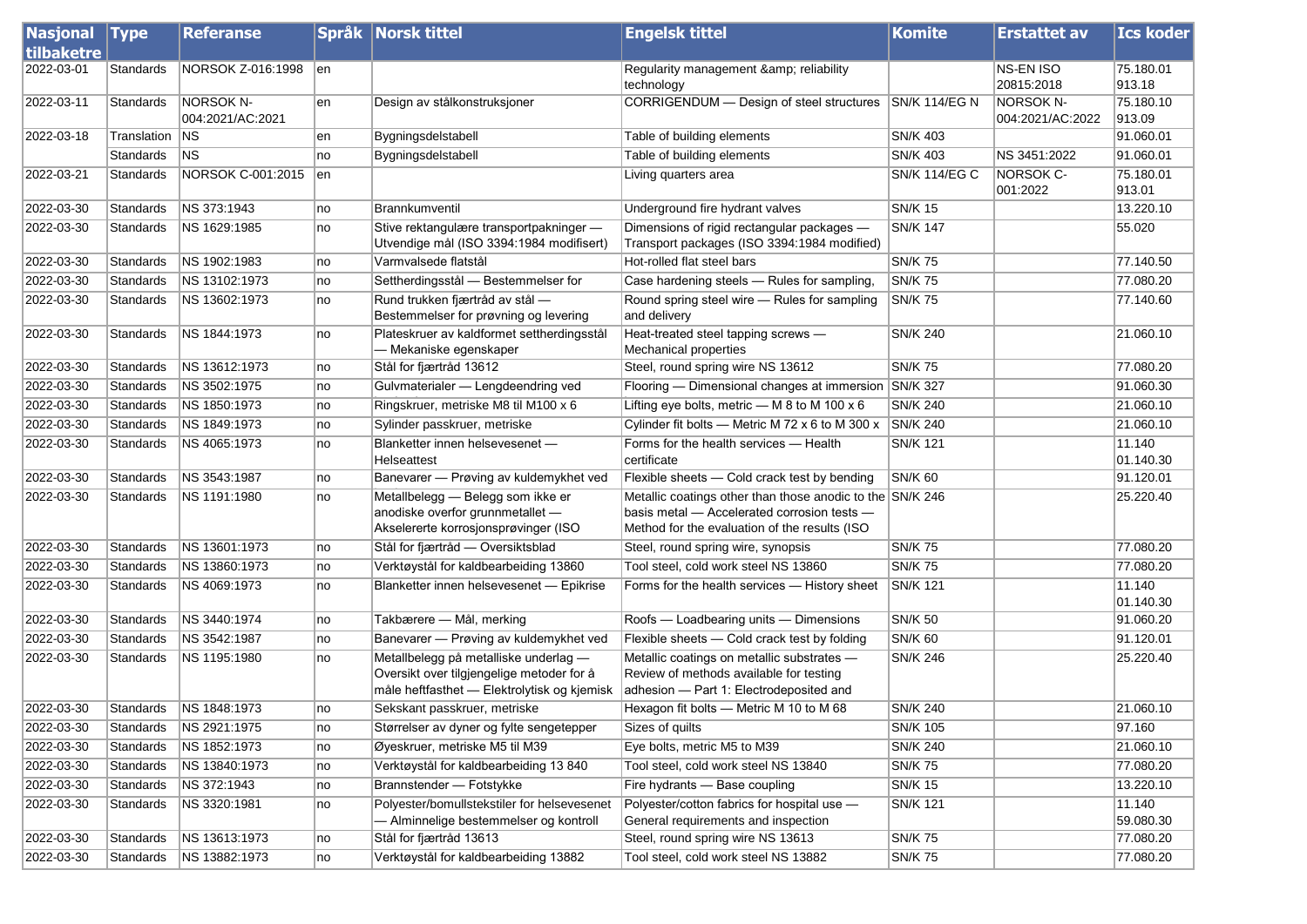| Nasjonal tilbaketre | Type | Referanse | Språk | Norsk tittel | Engelsk tittel | Komite | Erstattet av | Ics koder |
|---|---|---|---|---|---|---|---|---|
| 2022-03-01 | Standards | NORSOK Z-016:1998 | en | | Regularity management &amp; reliability technology | | NS-EN ISO 20815:2018 | 75.180.01 913.18 |
| 2022-03-11 | Standards | NORSOK N-004:2021/AC:2021 | en | Design av stålkonstruksjoner | CORRIGENDUM — Design of steel structures | SN/K 114/EG N | NORSOK N-004:2021/AC:2022 | 75.180.10 913.09 |
| 2022-03-18 | Translation | NS | en | Bygningsdelstabell | Table of building elements | SN/K 403 | | 91.060.01 |
| | Standards | NS | no | Bygningsdelstabell | Table of building elements | SN/K 403 | NS 3451:2022 | 91.060.01 |
| 2022-03-21 | Standards | NORSOK C-001:2015 | en | | Living quarters area | SN/K 114/EG C | NORSOK C-001:2022 | 75.180.01 913.01 |
| 2022-03-30 | Standards | NS 373:1943 | no | Brannkumventil | Underground fire hydrant valves | SN/K 15 | | 13.220.10 |
| 2022-03-30 | Standards | NS 1629:1985 | no | Stive rektangulære transportpakninger — Utvendige mål (ISO 3394:1984 modifisert) | Dimensions of rigid rectangular packages — Transport packages (ISO 3394:1984 modified) | SN/K 147 | | 55.020 |
| 2022-03-30 | Standards | NS 1902:1983 | no | Varmvalsede flatstål | Hot-rolled flat steel bars | SN/K 75 | | 77.140.50 |
| 2022-03-30 | Standards | NS 13102:1973 | no | Settherdingsstål — Bestemmelser for | Case hardening steels — Rules for sampling, | SN/K 75 | | 77.080.20 |
| 2022-03-30 | Standards | NS 13602:1973 | no | Rund trukken fjærtråd av stål — Bestemmelser for prøvning og levering | Round spring steel wire — Rules for sampling and delivery | SN/K 75 | | 77.140.60 |
| 2022-03-30 | Standards | NS 1844:1973 | no | Plateskruer av kaldformet settherdingsstål — Mekaniske egenskaper | Heat-treated steel tapping screws — Mechanical properties | SN/K 240 | | 21.060.10 |
| 2022-03-30 | Standards | NS 13612:1973 | no | Stål for fjærtråd 13612 | Steel, round spring wire NS 13612 | SN/K 75 | | 77.080.20 |
| 2022-03-30 | Standards | NS 3502:1975 | no | Gulvmaterialer — Lengdeendring ved | Flooring — Dimensional changes at immersion | SN/K 327 | | 91.060.30 |
| 2022-03-30 | Standards | NS 1850:1973 | no | Ringskruer, metriske M8 til M100 x 6 | Lifting eye bolts, metric — M 8 to M 100 x 6 | SN/K 240 | | 21.060.10 |
| 2022-03-30 | Standards | NS 1849:1973 | no | Sylinder passkruer, metriske | Cylinder fit bolts — Metric M 72 x 6 to M 300 x | SN/K 240 | | 21.060.10 |
| 2022-03-30 | Standards | NS 4065:1973 | no | Blanketter innen helsevesenet — Helseattest | Forms for the health services — Health certificate | SN/K 121 | | 11.140 01.140.30 |
| 2022-03-30 | Standards | NS 3543:1987 | no | Banevarer — Prøving av kuldemykhet ved | Flexible sheets — Cold crack test by bending | SN/K 60 | | 91.120.01 |
| 2022-03-30 | Standards | NS 1191:1980 | no | Metallbelegg — Belegg som ikke er anodiske overfor grunnmetallet — Akselererte korrosjonsprøvinger (ISO | Metallic coatings other than those anodic to the basis metal — Accelerated corrosion tests — Method for the evaluation of the results (ISO | SN/K 246 | | 25.220.40 |
| 2022-03-30 | Standards | NS 13601:1973 | no | Stål for fjærtråd — Oversiktsblad | Steel, round spring wire, synopsis | SN/K 75 | | 77.080.20 |
| 2022-03-30 | Standards | NS 13860:1973 | no | Verktøystål for kaldbearbeiding 13860 | Tool steel, cold work steel NS 13860 | SN/K 75 | | 77.080.20 |
| 2022-03-30 | Standards | NS 4069:1973 | no | Blanketter innen helsevesenet — Epikrise | Forms for the health services — History sheet | SN/K 121 | | 11.140 01.140.30 |
| 2022-03-30 | Standards | NS 3440:1974 | no | Takbærere — Mål, merking | Roofs — Loadbearing units — Dimensions | SN/K 50 | | 91.060.20 |
| 2022-03-30 | Standards | NS 3542:1987 | no | Banevarer — Prøving av kuldemykhet ved | Flexible sheets — Cold crack test by bending | SN/K 60 | | 91.120.01 |
| 2022-03-30 | Standards | NS 1195:1980 | no | Metallbelegg på metalliske underlag — Oversikt over tilgjengelige metoder for å måle heftfasthet — Elektrolytisk og kjemisk | Metallic coatings on metallic substrates — Review of methods available for testing adhesion — Part 1: Electrodeposited and | SN/K 246 | | 25.220.40 |
| 2022-03-30 | Standards | NS 1848:1973 | no | Sekskant passkruer, metriske | Hexagon fit bolts — Metric M 10 to M 68 | SN/K 240 | | 21.060.10 |
| 2022-03-30 | Standards | NS 2921:1975 | no | Størrelser av dyner og fylte sengetepper | Sizes of quilts | SN/K 105 | | 97.160 |
| 2022-03-30 | Standards | NS 1852:1973 | no | Øyeskruer, metriske M5 til M39 | Eye bolts, metric M5 to M39 | SN/K 240 | | 21.060.10 |
| 2022-03-30 | Standards | NS 13840:1973 | no | Verktøystål for kaldbearbeiding 13 840 | Tool steel, cold work steel NS 13840 | SN/K 75 | | 77.080.20 |
| 2022-03-30 | Standards | NS 372:1943 | no | Brannstender — Fotstykke | Fire hydrants — Base coupling | SN/K 15 | | 13.220.10 |
| 2022-03-30 | Standards | NS 3320:1981 | no | Polyester/bomullstekstiler for helsevesenet — Alminnelige bestemmelser og kontroll | Polyester/cotton fabrics for hospital use — General requirements and inspection | SN/K 121 | | 11.140 59.080.30 |
| 2022-03-30 | Standards | NS 13613:1973 | no | Stål for fjærtråd 13613 | Steel, round spring wire NS 13613 | SN/K 75 | | 77.080.20 |
| 2022-03-30 | Standards | NS 13882:1973 | no | Verktøystål for kaldbearbeiding 13882 | Tool steel, cold work steel NS 13882 | SN/K 75 | | 77.080.20 |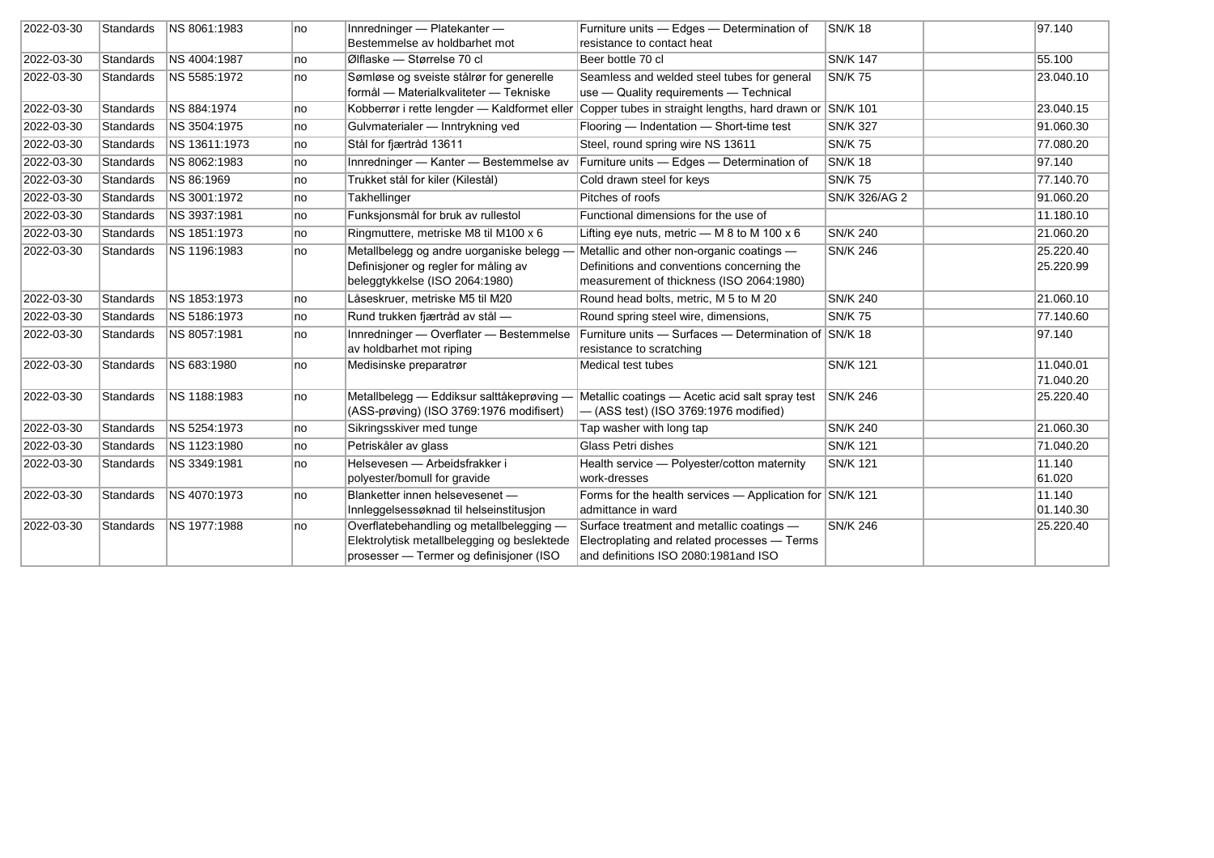| | | | | | | | | |
|---|---|---|---|---|---|---|---|---|
| 2022-03-30 | Standards | NS 8061:1983 | no | Innredninger — Platekanter — Bestemmelse av holdbarhet mot | Furniture units — Edges — Determination of resistance to contact heat | SN/K 18 | | 97.140 |
| 2022-03-30 | Standards | NS 4004:1987 | no | Ølflaske — Størrelse 70 cl | Beer bottle 70 cl | SN/K 147 | | 55.100 |
| 2022-03-30 | Standards | NS 5585:1972 | no | Sømløse og sveiste stålrør for generelle formål — Materialkvaliteter — Tekniske | Seamless and welded steel tubes for general use — Quality requirements — Technical | SN/K 75 | | 23.040.10 |
| 2022-03-30 | Standards | NS 884:1974 | no | Kobberrør i rette lengder — Kaldformet eller | Copper tubes in straight lengths, hard drawn or | SN/K 101 | | 23.040.15 |
| 2022-03-30 | Standards | NS 3504:1975 | no | Gulvmaterialer — Inntrykning ved | Flooring — Indentation — Short-time test | SN/K 327 | | 91.060.30 |
| 2022-03-30 | Standards | NS 13611:1973 | no | Stål for fjærtråd 13611 | Steel, round spring wire NS 13611 | SN/K 75 | | 77.080.20 |
| 2022-03-30 | Standards | NS 8062:1983 | no | Innredninger — Kanter — Bestemmelse av | Furniture units — Edges — Determination of | SN/K 18 | | 97.140 |
| 2022-03-30 | Standards | NS 86:1969 | no | Trukket stål for kiler (Kilestål) | Cold drawn steel for keys | SN/K 75 | | 77.140.70 |
| 2022-03-30 | Standards | NS 3001:1972 | no | Takhellinger | Pitches of roofs | SN/K 326/AG 2 | | 91.060.20 |
| 2022-03-30 | Standards | NS 3937:1981 | no | Funksjonsmål for bruk av rullestol | Functional dimensions for the use of | | | 11.180.10 |
| 2022-03-30 | Standards | NS 1851:1973 | no | Ringmuttere, metriske M8 til M100 x 6 | Lifting eye nuts, metric — M 8 to M 100 x 6 | SN/K 240 | | 21.060.20 |
| 2022-03-30 | Standards | NS 1196:1983 | no | Metallbelegg og andre uorganiske belegg — Definisjoner og regler for måling av beleggtykkelse (ISO 2064:1980) | Metallic and other non-organic coatings — Definitions and conventions concerning the measurement of thickness (ISO 2064:1980) | SN/K 246 | | 25.220.40<br>25.220.99 |
| 2022-03-30 | Standards | NS 1853:1973 | no | Låseskruer, metriske M5 til M20 | Round head bolts, metric, M 5 to M 20 | SN/K 240 | | 21.060.10 |
| 2022-03-30 | Standards | NS 5186:1973 | no | Rund trukken fjærtråd av stål — | Round spring steel wire, dimensions, | SN/K 75 | | 77.140.60 |
| 2022-03-30 | Standards | NS 8057:1981 | no | Innredninger — Overflater — Bestemmelse av holdbarhet mot riping | Furniture units — Surfaces — Determination of resistance to scratching | SN/K 18 | | 97.140 |
| 2022-03-30 | Standards | NS 683:1980 | no | Medisinske preparatrør | Medical test tubes | SN/K 121 | | 11.040.01<br>71.040.20 |
| 2022-03-30 | Standards | NS 1188:1983 | no | Metallbelegg — Eddiksur salttåkeprøving — (ASS-prøving) (ISO 3769:1976 modifisert) | Metallic coatings — Acetic acid salt spray test — (ASS test) (ISO 3769:1976 modified) | SN/K 246 | | 25.220.40 |
| 2022-03-30 | Standards | NS 5254:1973 | no | Sikringsskiver med tunge | Tap washer with long tap | SN/K 240 | | 21.060.30 |
| 2022-03-30 | Standards | NS 1123:1980 | no | Petriskåler av glass | Glass Petri dishes | SN/K 121 | | 71.040.20 |
| 2022-03-30 | Standards | NS 3349:1981 | no | Helsevesen — Arbeidsfrakker i polyester/bomull for gravide | Health service — Polyester/cotton maternity work-dresses | SN/K 121 | | 11.140<br>61.020 |
| 2022-03-30 | Standards | NS 4070:1973 | no | Blanketter innen helsevesenet — Innleggelsessøknad til helseinstitusjon | Forms for the health services — Application for admittance in ward | SN/K 121 | | 11.140<br>01.140.30 |
| 2022-03-30 | Standards | NS 1977:1988 | no | Overflatebehandling og metallbelegging — Elektrolytisk metallbelegging og beslektede prosesser — Termer og definisjoner (ISO | Surface treatment and metallic coatings — Electroplating and related processes — Terms and definitions ISO 2080:1981and ISO | SN/K 246 | | 25.220.40 |